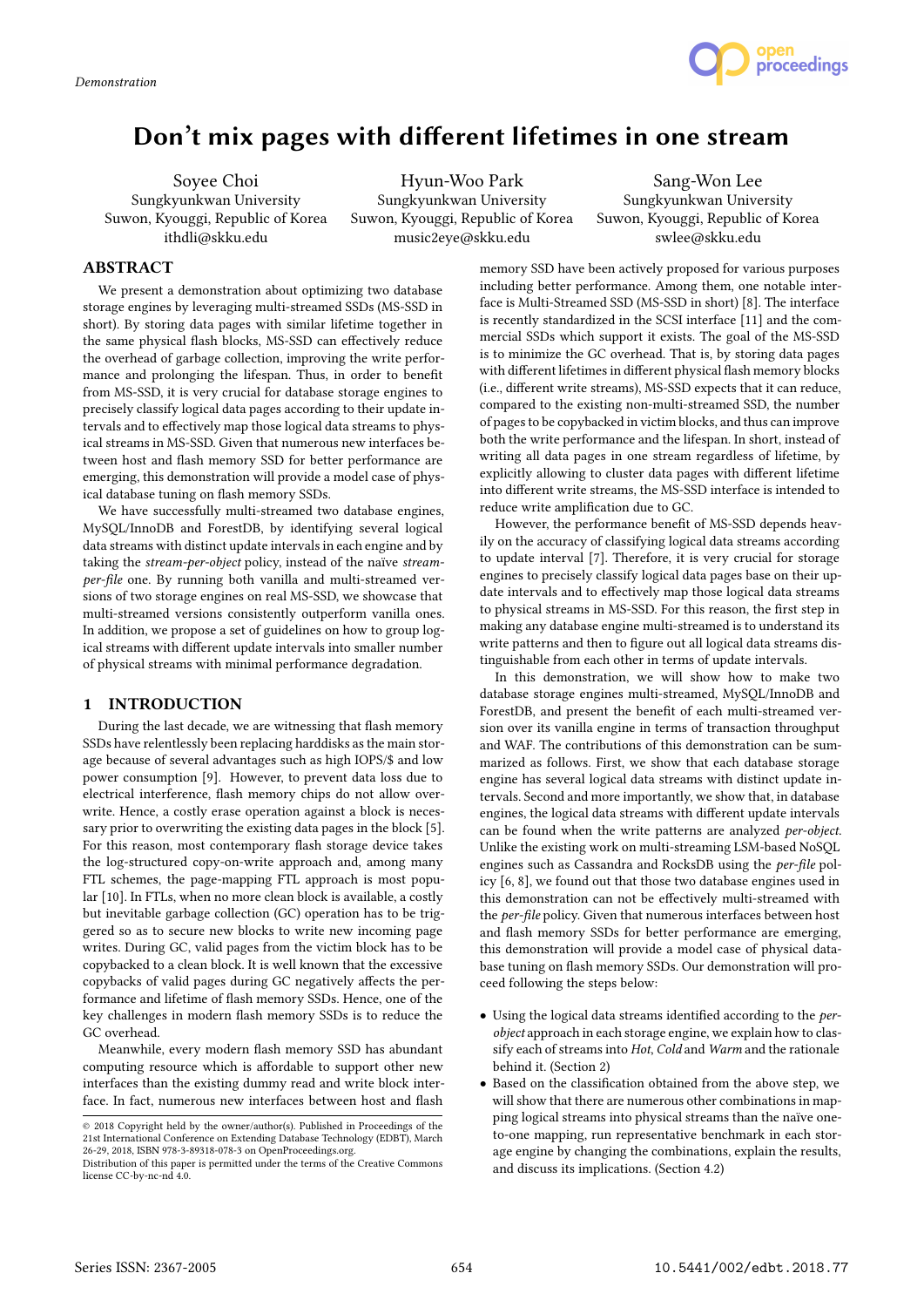Demonstration

# Don't mix pages with different lifetimes in one stream

Soyee Choi
Sungkyunkwan University
Suwon, Kyouggi, Republic of Korea
ithdli@skku.edu

Hyun-Woo Park
Sungkyunkwan University
Suwon, Kyouggi, Republic of Korea
music2eye@skku.edu

Sang-Won Lee
Sungkyunkwan University
Suwon, Kyouggi, Republic of Korea
swlee@skku.edu

## ABSTRACT

We present a demonstration about optimizing two database storage engines by leveraging multi-streamed SSDs (MS-SSD in short). By storing data pages with similar lifetime together in the same physical flash blocks, MS-SSD can effectively reduce the overhead of garbage collection, improving the write performance and prolonging the lifespan. Thus, in order to benefit from MS-SSD, it is very crucial for database storage engines to precisely classify logical data pages according to their update intervals and to effectively map those logical data streams to physical streams in MS-SSD. Given that numerous new interfaces between host and flash memory SSD for better performance are emerging, this demonstration will provide a model case of physical database tuning on flash memory SSDs.

We have successfully multi-streamed two database engines, MySQL/InnoDB and ForestDB, by identifying several logical data streams with distinct update intervals in each engine and by taking the *stream-per-object* policy, instead of the naïve *stream-per-file* one. By running both vanilla and multi-streamed versions of two storage engines on real MS-SSD, we showcase that multi-streamed versions consistently outperform vanilla ones. In addition, we propose a set of guidelines on how to group logical streams with different update intervals into smaller number of physical streams with minimal performance degradation.

## 1 INTRODUCTION

During the last decade, we are witnessing that flash memory SSDs have relentlessly been replacing harddisks as the main storage because of several advantages such as high IOPS/$ and low power consumption [9]. However, to prevent data loss due to electrical interference, flash memory chips do not allow overwrite. Hence, a costly erase operation against a block is necessary prior to overwriting the existing data pages in the block [5]. For this reason, most contemporary flash storage device takes the log-structured copy-on-write approach and, among many FTL schemes, the page-mapping FTL approach is most popular [10]. In FTLs, when no more clean block is available, a costly but inevitable garbage collection (GC) operation has to be triggered so as to secure new blocks to write new incoming page writes. During GC, valid pages from the victim block has to be copybacked to a clean block. It is well known that the excessive copybacks of valid pages during GC negatively affects the performance and lifetime of flash memory SSDs. Hence, one of the key challenges in modern flash memory SSDs is to reduce the GC overhead.

Meanwhile, every modern flash memory SSD has abundant computing resource which is affordable to support other new interfaces than the existing dummy read and write block interface. In fact, numerous new interfaces between host and flash memory SSD have been actively proposed for various purposes including better performance. Among them, one notable interface is Multi-Streamed SSD (MS-SSD in short) [8]. The interface is recently standardized in the SCSI interface [11] and the commercial SSDs which support it exists. The goal of the MS-SSD is to minimize the GC overhead. That is, by storing data pages with different lifetimes in different physical flash memory blocks (i.e., different write streams), MS-SSD expects that it can reduce, compared to the existing non-multi-streamed SSD, the number of pages to be copybacked in victim blocks, and thus can improve both the write performance and the lifespan. In short, instead of writing all data pages in one stream regardless of lifetime, by explicitly allowing to cluster data pages with different lifetime into different write streams, the MS-SSD interface is intended to reduce write amplification due to GC.

However, the performance benefit of MS-SSD depends heavily on the accuracy of classifying logical data streams according to update interval [7]. Therefore, it is very crucial for storage engines to precisely classify logical data pages base on their update intervals and to effectively map those logical data streams to physical streams in MS-SSD. For this reason, the first step in making any database engine multi-streamed is to understand its write patterns and then to figure out all logical data streams distinguishable from each other in terms of update intervals.

In this demonstration, we will show how to make two database storage engines multi-streamed, MySQL/InnoDB and ForestDB, and present the benefit of each multi-streamed version over its vanilla engine in terms of transaction throughput and WAF. The contributions of this demonstration can be summarized as follows. First, we show that each database storage engine has several logical data streams with distinct update intervals. Second and more importantly, we show that, in database engines, the logical data streams with different update intervals can be found when the write patterns are analyzed *per-object*. Unlike the existing work on multi-streaming LSM-based NoSQL engines such as Cassandra and RocksDB using the *per-file* policy [6, 8], we found out that those two database engines used in this demonstration can not be effectively multi-streamed with the *per-file* policy. Given that numerous interfaces between host and flash memory SSDs for better performance are emerging, this demonstration will provide a model case of physical database tuning on flash memory SSDs. Our demonstration will proceed following the steps below:

- Using the logical data streams identified according to the *per-object* approach in each storage engine, we explain how to classify each of streams into *Hot*, *Cold* and *Warm* and the rationale behind it. (Section 2)
- Based on the classification obtained from the above step, we will show that there are numerous other combinations in mapping logical streams into physical streams than the naïve one-to-one mapping, run representative benchmark in each storage engine by changing the combinations, explain the results, and discuss its implications. (Section 4.2)

© 2018 Copyright held by the owner/author(s). Published in Proceedings of the 21st International Conference on Extending Database Technology (EDBT), March 26-29, 2018, ISBN 978-3-89318-078-3 on OpenProceedings.org.
Distribution of this paper is permitted under the terms of the Creative Commons license CC-by-nc-nd 4.0.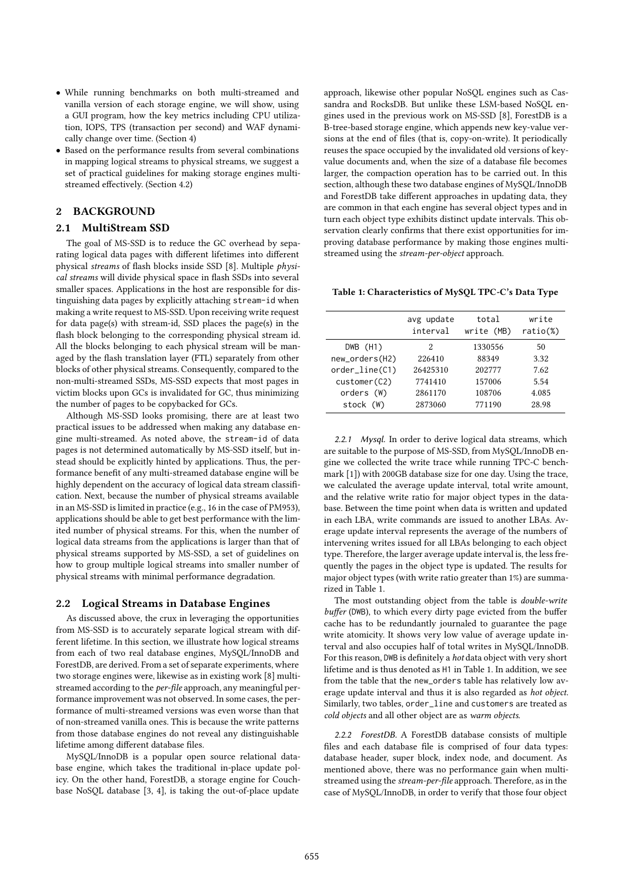- While running benchmarks on both multi-streamed and vanilla version of each storage engine, we will show, using a GUI program, how the key metrics including CPU utilization, IOPS, TPS (transaction per second) and WAF dynamically change over time. (Section 4)
- Based on the performance results from several combinations in mapping logical streams to physical streams, we suggest a set of practical guidelines for making storage engines multi-streamed effectively. (Section 4.2)

## 2 BACKGROUND

### 2.1 MultiStream SSD

The goal of MS-SSD is to reduce the GC overhead by separating logical data pages with different lifetimes into different physical *streams* of flash blocks inside SSD [8]. Multiple *physical streams* will divide physical space in flash SSDs into several smaller spaces. Applications in the host are responsible for distinguishing data pages by explicitly attaching `stream-id` when making a write request to MS-SSD. Upon receiving write request for data page(s) with stream-id, SSD places the page(s) in the flash block belonging to the corresponding physical stream id. All the blocks belonging to each physical stream will be managed by the flash translation layer (FTL) separately from other blocks of other physical streams. Consequently, compared to the non-multi-streamed SSDs, MS-SSD expects that most pages in victim blocks upon GCs is invalidated for GC, thus minimizing the number of pages to be copybacked for GCs.

Although MS-SSD looks promising, there are at least two practical issues to be addressed when making any database engine multi-streamed. As noted above, the `stream-id` of data pages is not determined automatically by MS-SSD itself, but instead should be explicitly hinted by applications. Thus, the performance benefit of any multi-streamed database engine will be highly dependent on the accuracy of logical data stream classification. Next, because the number of physical streams available in an MS-SSD is limited in practice (e.g., 16 in the case of PM953), applications should be able to get best performance with the limited number of physical streams. For this, when the number of logical data streams from the applications is larger than that of physical streams supported by MS-SSD, a set of guidelines on how to group multiple logical streams into smaller number of physical streams with minimal performance degradation.

### 2.2 Logical Streams in Database Engines

As discussed above, the crux in leveraging the opportunities from MS-SSD is to accurately separate logical stream with different lifetime. In this section, we illustrate how logical streams from each of two real database engines, MySQL/InnoDB and ForestDB, are derived. From a set of separate experiments, where two storage engines were, likewise as in existing work [8] multi-streamed according to the *per-file* approach, any meaningful performance improvement was not observed. In some cases, the performance of multi-streamed versions was even worse than that of non-streamed vanilla ones. This is because the write patterns from those database engines do not reveal any distinguishable lifetime among different database files.

MySQL/InnoDB is a popular open source relational database engine, which takes the traditional in-place update policy. On the other hand, ForestDB, a storage engine for Couchbase NoSQL database [3, 4], is taking the out-of-place update approach, likewise other popular NoSQL engines such as Cassandra and RocksDB. But unlike these LSM-based NoSQL engines used in the previous work on MS-SSD [8], ForestDB is a B-tree-based storage engine, which appends new key-value versions at the end of files (that is, copy-on-write). It periodically reuses the space occupied by the invalidated old versions of key-value documents and, when the size of a database file becomes larger, the compaction operation has to be carried out. In this section, although these two database engines of MySQL/InnoDB and ForestDB take different approaches in updating data, they are common in that each engine has several object types and in turn each object type exhibits distinct update intervals. This observation clearly confirms that there exist opportunities for improving database performance by making those engines multi-streamed using the *stream-per-object* approach.

**Table 1: Characteristics of MySQL TPC-C's Data Type**

| | avg update interval | total write (MB) | write ratio(%) |
|---|---|---|---|
| DWB (H1) | 2 | 1330556 | 50 |
| new_orders(H2) | 226410 | 88349 | 3.32 |
| order_line(C1) | 26425310 | 202777 | 7.62 |
| customer(C2) | 7741410 | 157006 | 5.54 |
| orders (W) | 2861170 | 108706 | 4.085 |
| stock (W) | 2873060 | 771190 | 28.98 |

#### 2.2.1 Mysql.

In order to derive logical data streams, which are suitable to the purpose of MS-SSD, from MySQL/InnoDB engine we collected the write trace while running TPC-C benchmark [1]) with 200GB database size for one day. Using the trace, we calculated the average update interval, total write amount, and the relative write ratio for major object types in the database. Between the time point when data is written and updated in each LBA, write commands are issued to another LBAs. Average update interval represents the average of the numbers of intervening writes issued for all LBAs belonging to each object type. Therefore, the larger average update interval is, the less frequently the pages in the object type is updated. The results for major object types (with write ratio greater than 1%) are summarized in Table 1.

The most outstanding object from the table is *double-write buffer* (`DWB`), to which every dirty page evicted from the buffer cache has to be redundantly journaled to guarantee the page write atomicity. It shows very low value of average update interval and also occupies half of total writes in MySQL/InnoDB. For this reason, `DWB` is definitely a *hot* data object with very short lifetime and is thus denoted as `H1` in Table 1. In addition, we see from the table that the `new_orders` table has relatively low average update interval and thus it is also regarded as *hot object*. Similarly, two tables, `order_line` and `customers` are treated as *cold objects* and all other object are as *warm objects*.

#### 2.2.2 ForestDB.

A ForestDB database consists of multiple files and each database file is comprised of four data types: database header, super block, index node, and document. As mentioned above, there was no performance gain when multi-streamed using the *stream-per-file* approach. Therefore, as in the case of MySQL/InnoDB, in order to verify that those four object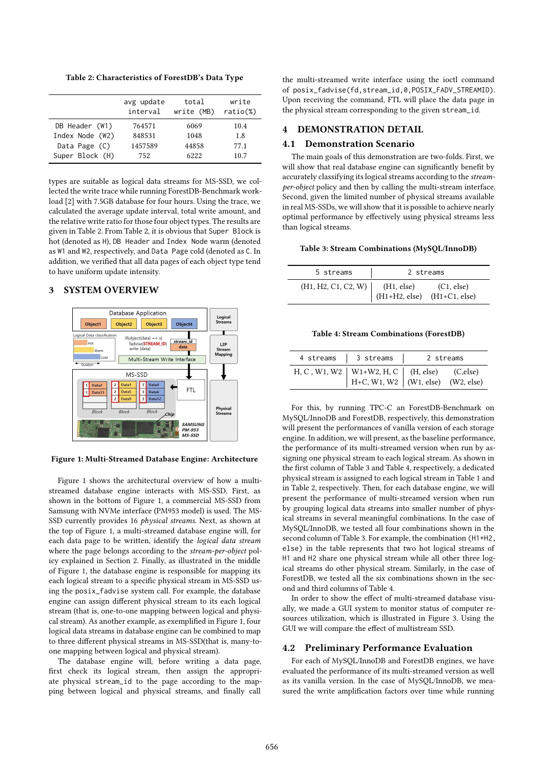Table 2: Characteristics of ForestDB's Data Type

|  | avg update interval | total write (MB) | write ratio(%) |
|---|---|---|---|
| DB Header (W1) | 764571 | 6069 | 10.4 |
| Index Node (W2) | 848531 | 1048 | 1.8 |
| Data Page (C) | 1457589 | 44858 | 77.1 |
| Super Block (H) | 752 | 6222 | 10.7 |

types are suitable as logical data streams for MS-SSD, we collected the write trace while running ForestDB-Benchmark workload [2] with 7.5GB database for four hours. Using the trace, we calculated the average update interval, total write amount, and the relative write ratio for those four object types. The results are given in Table 2. From Table 2, it is obvious that Super Block is hot (denoted as H), DB Header and Index Node warm (denoted as W1 and W2, respectively, and Data Page cold (denoted as C. In addition, we verified that all data pages of each object type tend to have uniform update intensity.

## 3 SYSTEM OVERVIEW

Figure 1: Multi-Streamed Database Engine: Architecture

Figure 1 shows the architectural overview of how a multi-streamed database engine interacts with MS-SSD. First, as shown in the bottom of Figure 1, a commercial MS-SSD from Samsung with NVMe interface (PM953 model) is used. The MS-SSD currently provides 16 *physical streams*. Next, as shown at the top of Figure 1, a multi-streamed database engine will, for each data page to be written, identify the *logical data stream* where the page belongs according to the *stream-per-object* policy explained in Section 2. Finally, as illustrated in the middle of Figure 1, the database engine is responsible for mapping its each logical stream to a specific physical stream in MS-SSD using the posix_fadvise system call. For example, the database engine can assign different physical stream to its each logical stream (that is, one-to-one mapping between logical and physical stream). As another example, as exemplified in Figure 1, four logical data streams in database engine can be combined to map to three different physical streams in MS-SSD(that is, many-to-one mapping between logical and physical stream).

The database engine will, before writing a data page, first check its logical stream, then assign the appropriate physical stream_id to the page according to the mapping between logical and physical streams, and finally call the multi-streamed write interface using the ioctl command of posix_fadvise(fd,stream_id,0,POSIX_FADV_STREAMID). Upon receiving the command, FTL will place the data page in the physical stream corresponding to the given stream_id.

## 4 DEMONSTRATION DETAIL

### 4.1 Demonstration Scenario

The main goals of this demonstration are two-folds. First, we will show that real database engine can significantly benefit by accurately classifying its logical streams according to the *stream-per-object* policy and then by calling the multi-stream interface. Second, given the limited number of physical streams available in real MS-SSDs, we will show that it is possible to achieve nearly optimal performance by effectively using physical streams less than logical streams.

Table 3: Stream Combinations (MySQL/InnoDB)

| 5 streams | 2 streams | |
|---|---|---|
| (H1, H2, C1, C2, W) | (H1, else) | (C1, else) |
| | (H1+H2, else) | (H1+C1, else) |

Table 4: Stream Combinations (ForestDB)

| 4 streams | 3 streams | 2 streams | |
|---|---|---|---|
| H, C , W1, W2 | W1+W2, H, C | (H, else) | (C,else) |
| | H+C, W1, W2 | (W1, else) | (W2, else) |

For this, by running TPC-C an ForestDB-Benchmark on MySQL/InnoDB and ForestDB, respectively, this demonstration will present the performances of vanilla version of each storage engine. In addition, we will present, as the baseline performance, the performance of its multi-streamed version when run by assigning one physical stream to each logical stream. As shown in the first column of Table 3 and Table 4, respectively, a dedicated physical stream is assigned to each logical stream in Table 1 and in Table 2, respectively. Then, for each database engine, we will present the performance of multi-streamed version when run by grouping logical data streams into smaller number of physical streams in several meaningful combinations. In the case of MySQL/InnoDB, we tested all four combinations shown in the second column of Table 3. For example, the combination (H1+H2, else) in the table represents that two hot logical streams of H1 and H2 share one physical stream while all other three logical streams do other physical stream. Similarly, in the case of ForestDB, we tested all the six combinations shown in the second and third columns of Table 4.

In order to show the effect of multi-streamed database visually, we made a GUI system to monitor status of computer resources utilization, which is illustrated in Figure 3. Using the GUI we will compare the effect of multistream SSD.

### 4.2 Preliminary Performance Evaluation

For each of MySQL/InnoDB and ForestDB engines, we have evaluated the performance of its multi-streamed version as well as its vanilla version. In the case of MySQL/InnoDB, we measured the write amplification factors over time while running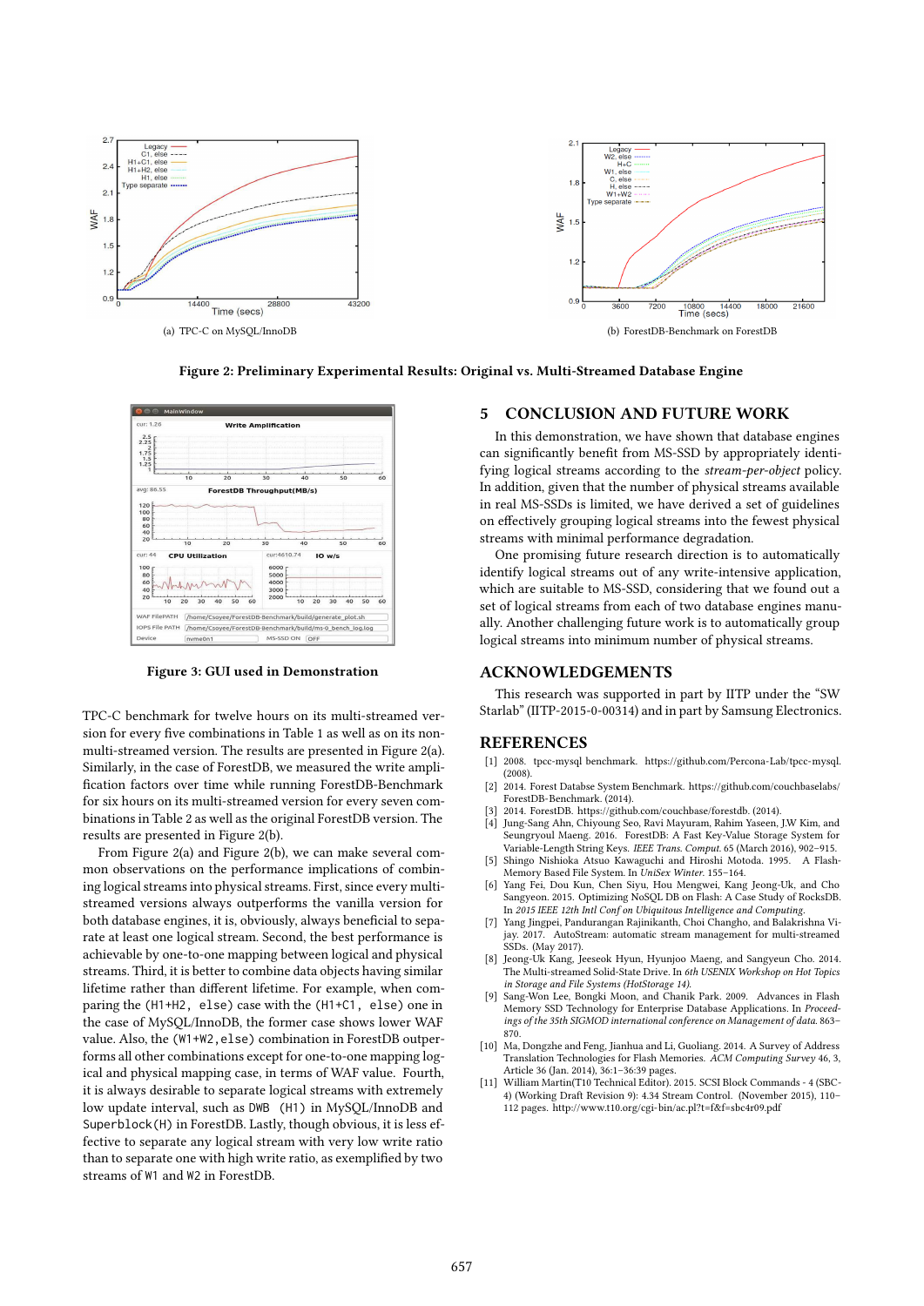WAF

2.7
2.4
2.1
1.8
1.5
1.2
0.9

0
14400
28800
43200

Time (secs)

Legacy
C1, else
H1+C1, else
H1+H2, else
H1, else
Type separate

(a) TPC-C on MySQL/InnoDB

WAF

2.1
1.8
1.5
1.2
0.9

0
3600
7200
10800
14400
18000
21600

Time (secs)

Legacy
W2, else
H+C
W1, else
C, else
H, else
W1+W2
Type separate

(b) ForestDB-Benchmark on ForestDB

**Figure 2: Preliminary Experimental Results: Original vs. Multi-Streamed Database Engine**

MainWindow

cur: 1.26
Write Amplification

avg: 86.55
ForestDB Throughput(MB/s)

cur: 44
CPU Utilization

cur:4610.74
IO w/s

WAF FilePATH /home/Csoyee/ForestDB-Benchmark/build/generate_plot.sh

IOPS File PATH /home/Csoyee/ForestDB-Benchmark/build/ms-0_bench_log.log

Device nvme0n1

MS-SSD ON OFF

**Figure 3: GUI used in Demonstration**

TPC-C benchmark for twelve hours on its multi-streamed version for every five combinations in Table 1 as well as on its non-multi-streamed version. The results are presented in Figure 2(a). Similarly, in the case of ForestDB, we measured the write amplification factors over time while running ForestDB-Benchmark for six hours on its multi-streamed version for every seven combinations in Table 2 as well as the original ForestDB version. The results are presented in Figure 2(b).

From Figure 2(a) and Figure 2(b), we can make several common observations on the performance implications of combining logical streams into physical streams. First, since every multi-streamed versions always outperforms the vanilla version for both database engines, it is, obviously, always beneficial to separate at least one logical stream. Second, the best performance is achievable by one-to-one mapping between logical and physical streams. Third, it is better to combine data objects having similar lifetime rather than different lifetime. For example, when comparing the `(H1+H2, else)` case with the `(H1+C1, else)` one in the case of MySQL/InnoDB, the former case shows lower WAF value. Also, the `(W1+W2,else)` combination in ForestDB outperforms all other combinations except for one-to-one mapping logical and physical mapping case, in terms of WAF value. Fourth, it is always desirable to separate logical streams with extremely low update interval, such as `DWB (H1)` in MySQL/InnoDB and `Superblock(H)` in ForestDB. Lastly, though obvious, it is less effective to separate any logical stream with very low write ratio than to separate one with high write ratio, as exemplified by two streams of `W1` and `W2` in ForestDB.

## 5 CONCLUSION AND FUTURE WORK

In this demonstration, we have shown that database engines can significantly benefit from MS-SSD by appropriately identifying logical streams according to the *stream-per-object* policy. In addition, given that the number of physical streams available in real MS-SSDs is limited, we have derived a set of guidelines on effectively grouping logical streams into the fewest physical streams with minimal performance degradation.

One promising future research direction is to automatically identify logical streams out of any write-intensive application, which are suitable to MS-SSD, considering that we found out a set of logical streams from each of two database engines manually. Another challenging future work is to automatically group logical streams into minimum number of physical streams.

## ACKNOWLEDGEMENTS

This research was supported in part by IITP under the "SW Starlab" (IITP-2015-0-00314) and in part by Samsung Electronics.

## REFERENCES

[1] 2008. tpcc-mysql benchmark. https://github.com/Percona-Lab/tpcc-mysql. (2008).

[2] 2014. Forest Databse System Benchmark. https://github.com/couchbaselabs/ForestDB-Benchmark. (2014).

[3] 2014. ForestDB. https://github.com/couchbase/forestdb. (2014).

[4] Jung-Sang Ahn, Chiyoung Seo, Ravi Mayuram, Rahim Yaseen, J.W Kim, and Seungryoul Maeng. 2016. ForestDB: A Fast Key-Value Storage System for Variable-Length String Keys. *IEEE Trans. Comput.* 65 (March 2016), 902–915.

[5] Shingo Nishioka Atsuo Kawaguchi and Hiroshi Motoda. 1995. A Flash-Memory Based File System. In *UniSex Winter*. 155–164.

[6] Yang Fei, Dou Kun, Chen Siyu, Hou Mengwei, Kang Jeong-Uk, and Cho Sangyeon. 2015. Optimizing NoSQL DB on Flash: A Case Study of RocksDB. In *2015 IEEE 12th Intl Conf on Ubiquitous Intelligence and Computing*.

[7] Yang Jingpei, Pandurangan Rajinikanth, Choi Changho, and Balakrishna Vijay. 2017. AutoStream: automatic stream management for multi-streamed SSDs. (May 2017).

[8] Jeong-Uk Kang, Jeeseok Hyun, Hyunjoo Maeng, and Sangyeun Cho. 2014. The Multi-streamed Solid-State Drive. In *6th USENIX Workshop on Hot Topics in Storage and File Systems (HotStorage 14)*.

[9] Sang-Won Lee, Bongki Moon, and Chanik Park. 2009. Advances in Flash Memory SSD Technology for Enterprise Database Applications. In *Proceedings of the 35th SIGMOD international conference on Management of data*. 863–870.

[10] Ma, Dongzhe and Feng, Jianhua and Li, Guoliang. 2014. A Survey of Address Translation Technologies for Flash Memories. *ACM Computing Survey* 46, 3, Article 36 (Jan. 2014), 36:1–36:39 pages.

[11] William Martin(T10 Technical Editor). 2015. SCSI Block Commands - 4 (SBC-4) (Working Draft Revision 9): 4.34 Stream Control. (November 2015), 110–112 pages. http://www.t10.org/cgi-bin/ac.pl?t=f&f=sbc4r09.pdf